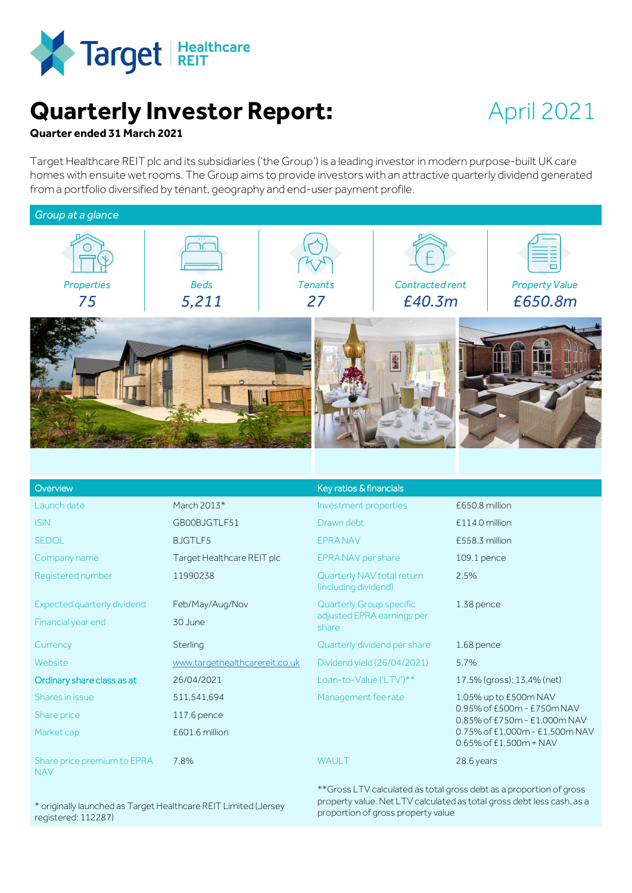Target Healthcare REIT

# Quarterly Investor Report:

April 2021

**Quarter ended 31 March 2021**

Target Healthcare REIT plc and its subsidiaries ('the Group') is a leading investor in modern purpose-built UK care homes with ensuite wet rooms. The Group aims to provide investors with an attractive quarterly dividend generated from a portfolio diversified by tenant, geography and end-user payment profile.

## *Group at a glance*

| *Properties* | *Beds* | *Tenants* | *Contracted rent* | *Property Value* |
|---|---|---|---|---|
| *75* | *5,211* | *27* | *£40.3m* | *£650.8m* |

## Overview

| | |
|---|---|
| Launch date | March 2013* |
| ISIN | GB00BJGTLF51 |
| SEDOL | BJGTLF5 |
| Company name | Target Healthcare REIT plc |
| Registered number | 11990238 |
| Expected quarterly dividend | Feb/May/Aug/Nov |
| Financial year end | 30 June |
| Currency | Sterling |
| Website | www.targethealthcarereit.co.uk |
| **Ordinary share class as at** | 26/04/2021 |
| Shares in issue | 511,541,694 |
| Share price | 117.6 pence |
| Market cap | £601.6 million |
| Share price premium to EPRA NAV | 7.8% |

\* originally launched as Target Healthcare REIT Limited (Jersey registered: 112287)

## Key ratios & financials

| | |
|---|---|
| Investment properties | £650.8 million |
| Drawn debt | £114.0 million |
| EPRA NAV | £558.3 million |
| EPRA NAV per share | 109.1 pence |
| Quarterly NAV total return (including dividend) | 2.5% |
| Quarterly Group specific adjusted EPRA earnings per share | 1.38 pence |
| Quarterly dividend per share | 1.68 pence |
| Dividend yield (26/04/2021) | 5.7% |
| Loan-to-Value ('LTV')** | 17.5% (gross); 13.4% (net) |
| Management fee rate | 1.05% up to £500m NAV<br>0.95% of £500m - £750m NAV<br>0.85% of £750m - £1,000m NAV<br>0.75% of £1,000m - £1,500m NAV<br>0.65% of £1,500m + NAV |
| WAULT | 28.6 years |

\*\*Gross LTV calculated as total gross debt as a proportion of gross property value. Net LTV calculated as total gross debt less cash, as a proportion of gross property value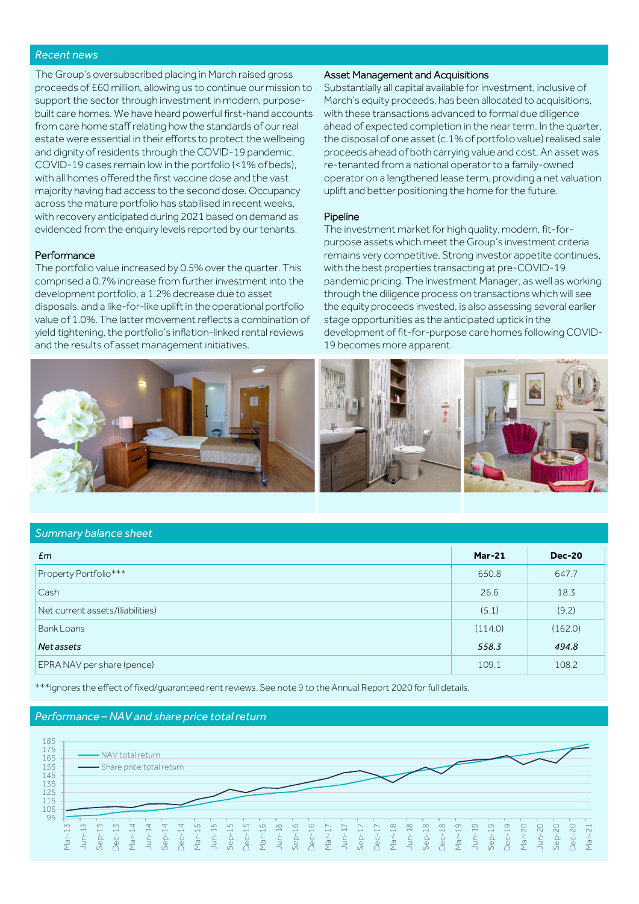## Recent news

The Group's oversubscribed placing in March raised gross proceeds of £60 million, allowing us to continue our mission to support the sector through investment in modern, purpose-built care homes. We have heard powerful first-hand accounts from care home staff relating how the standards of our real estate were essential in their efforts to protect the wellbeing and dignity of residents through the COVID-19 pandemic. COVID-19 cases remain low in the portfolio (<1% of beds), with all homes offered the first vaccine dose and the vast majority having had access to the second dose. Occupancy across the mature portfolio has stabilised in recent weeks, with recovery anticipated during 2021 based on demand as evidenced from the enquiry levels reported by our tenants.

### Performance

The portfolio value increased by 0.5% over the quarter. This comprised a 0.7% increase from further investment into the development portfolio, a 1.2% decrease due to asset disposals, and a like-for-like uplift in the operational portfolio value of 1.0%. The latter movement reflects a combination of yield tightening, the portfolio's inflation-linked rental reviews and the results of asset management initiatives.

### Asset Management and Acquisitions

Substantially all capital available for investment, inclusive of March's equity proceeds, has been allocated to acquisitions, with these transactions advanced to formal due diligence ahead of expected completion in the near term. In the quarter, the disposal of one asset (c.1% of portfolio value) realised sale proceeds ahead of both carrying value and cost. An asset was re-tenanted from a national operator to a family-owned operator on a lengthened lease term, providing a net valuation uplift and better positioning the home for the future.

### Pipeline

The investment market for high quality, modern, fit-for-purpose assets which meet the Group's investment criteria remains very competitive. Strong investor appetite continues, with the best properties transacting at pre-COVID-19 pandemic pricing. The Investment Manager, as well as working through the diligence process on transactions which will see the equity proceeds invested, is also assessing several earlier stage opportunities as the anticipated uptick in the development of fit-for-purpose care homes following COVID-19 becomes more apparent.

## Summary balance sheet

| £m | Mar-21 | Dec-20 |
|---|---|---|
| Property Portfolio*** | 650.8 | 647.7 |
| Cash | 26.6 | 18.3 |
| Net current assets/(liabilities) | (5.1) | (9.2) |
| Bank Loans | (114.0) | (162.0) |
| ***Net assets*** | ***558.3*** | ***494.8*** |
| EPRA NAV per share (pence) | 109.1 | 108.2 |

***Ignores the effect of fixed/guaranteed rent reviews. See note 9 to the Annual Report 2020 for full details.

## Performance – NAV and share price total return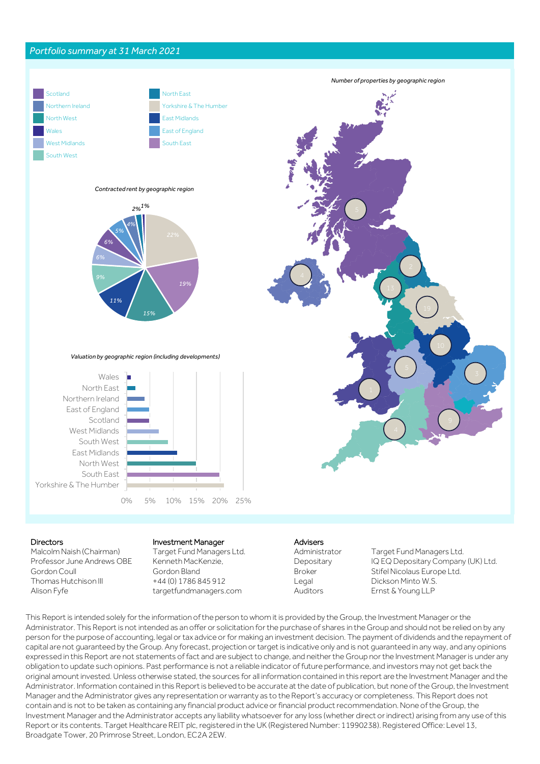## Portfolio summary at 31 March 2021

Scotland
Northern Ireland
North West
Wales
West Midlands
South West
North East
Yorkshire & The Humber
East Midlands
East of England
South East

*Contracted rent by geographic region*

22%
19%
15%
11%
9%
6%
6%
5%
4%
2%
1%

*Valuation by geographic region (including developments)*

Wales
North East
Northern Ireland
East of England
Scotland
West Midlands
South West
East Midlands
North West
South East
Yorkshire & The Humber

0% 5% 10% 15% 20% 25%

*Number of properties by geographic region*

5
4
2
13
19
10
5
3
1
4
9

| Directors | Investment Manager | Advisers | |
|---|---|---|---|
| Malcolm Naish (Chairman) | Target Fund Managers Ltd. | Administrator | Target Fund Managers Ltd. |
| Professor June Andrews OBE | Kenneth MacKenzie, | Depositary | IQ EQ Depositary Company (UK) Ltd. |
| Gordon Coull | Gordon Bland | Broker | Stifel Nicolaus Europe Ltd. |
| Thomas Hutchison III | +44 (0) 1786 845 912 | Legal | Dickson Minto W.S. |
| Alison Fyfe | targetfundmanagers.com | Auditors | Ernst & Young LLP |

This Report is intended solely for the information of the person to whom it is provided by the Group, the Investment Manager or the Administrator. This Report is not intended as an offer or solicitation for the purchase of shares in the Group and should not be relied on by any person for the purpose of accounting, legal or tax advice or for making an investment decision. The payment of dividends and the repayment of capital are not guaranteed by the Group. Any forecast, projection or target is indicative only and is not guaranteed in any way, and any opinions expressed in this Report are not statements of fact and are subject to change, and neither the Group nor the Investment Manager is under any obligation to update such opinions. Past performance is not a reliable indicator of future performance, and investors may not get back the original amount invested. Unless otherwise stated, the sources for all information contained in this report are the Investment Manager and the Administrator. Information contained in this Report is believed to be accurate at the date of publication, but none of the Group, the Investment Manager and the Administrator gives any representation or warranty as to the Report's accuracy or completeness. This Report does not contain and is not to be taken as containing any financial product advice or financial product recommendation. None of the Group, the Investment Manager and the Administrator accepts any liability whatsoever for any loss (whether direct or indirect) arising from any use of this Report or its contents. Target Healthcare REIT plc, registered in the UK (Registered Number: 11990238). Registered Office: Level 13, Broadgate Tower, 20 Primrose Street, London, EC2A 2EW.